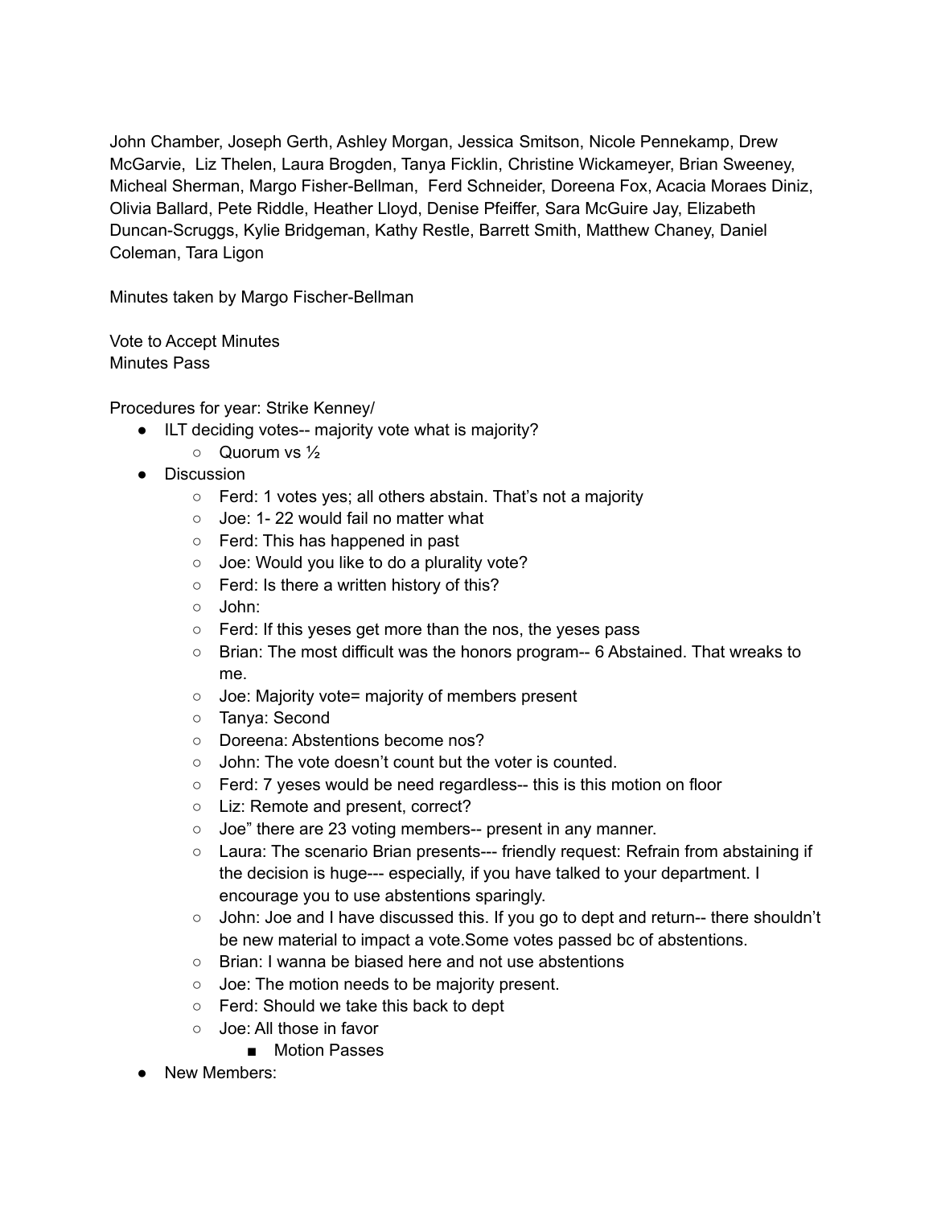John Chamber, Joseph Gerth, Ashley Morgan, Jessica Smitson, Nicole Pennekamp, Drew McGarvie,  Liz Thelen, Laura Brogden, Tanya Ficklin, Christine Wickameyer, Brian Sweeney, Micheal Sherman, Margo Fisher-Bellman,  Ferd Schneider, Doreena Fox, Acacia Moraes Diniz, Olivia Ballard, Pete Riddle, Heather Lloyd, Denise Pfeiffer, Sara McGuire Jay, Elizabeth Duncan-Scruggs, Kylie Bridgeman, Kathy Restle, Barrett Smith, Matthew Chaney, Daniel Coleman, Tara Ligon

Minutes taken by Margo Fischer-Bellman

Vote to Accept Minutes
Minutes Pass

Procedures for year: Strike Kenney/

- ILT deciding votes-- majority vote what is majority?
  - Quorum vs ½
- Discussion
  - Ferd: 1 votes yes; all others abstain. That's not a majority
  - Joe: 1- 22 would fail no matter what
  - Ferd: This has happened in past
  - Joe: Would you like to do a plurality vote?
  - Ferd: Is there a written history of this?
  - John:
  - Ferd: If this yeses get more than the nos, the yeses pass
  - Brian: The most difficult was the honors program-- 6 Abstained. That wreaks to me.
  - Joe: Majority vote= majority of members present
  - Tanya: Second
  - Doreena: Abstentions become nos?
  - John: The vote doesn't count but the voter is counted.
  - Ferd: 7 yeses would be need regardless-- this is this motion on floor
  - Liz: Remote and present, correct?
  - Joe" there are 23 voting members-- present in any manner.
  - Laura: The scenario Brian presents--- friendly request: Refrain from abstaining if the decision is huge--- especially, if you have talked to your department. I encourage you to use abstentions sparingly.
  - John: Joe and I have discussed this. If you go to dept and return-- there shouldn't be new material to impact a vote.Some votes passed bc of abstentions.
  - Brian: I wanna be biased here and not use abstentions
  - Joe: The motion needs to be majority present.
  - Ferd: Should we take this back to dept
  - Joe: All those in favor
    - Motion Passes
- New Members: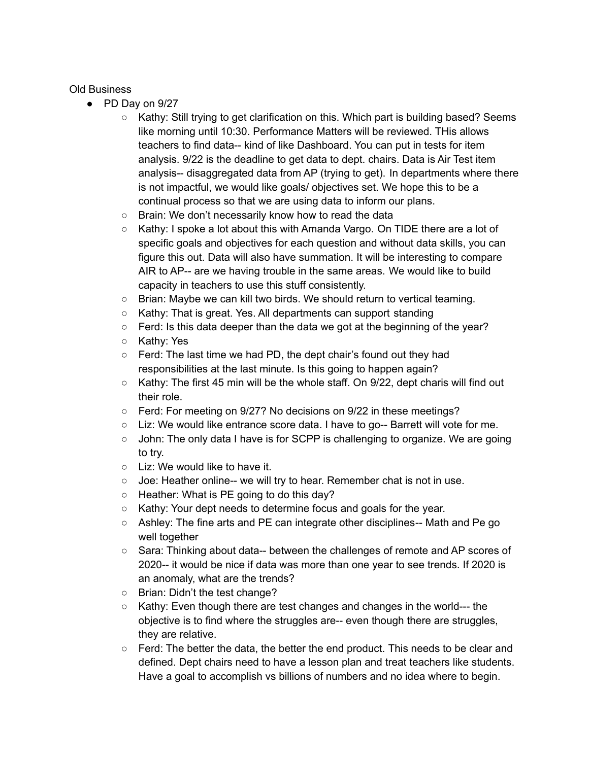Old Business

- PD Day on 9/27
  - Kathy: Still trying to get clarification on this. Which part is building based? Seems like morning until 10:30. Performance Matters will be reviewed. THis allows teachers to find data-- kind of like Dashboard. You can put in tests for item analysis. 9/22 is the deadline to get data to dept. chairs. Data is Air Test item analysis-- disaggregated data from AP (trying to get). In departments where there is not impactful, we would like goals/ objectives set. We hope this to be a continual process so that we are using data to inform our plans.
  - Brain: We don't necessarily know how to read the data
  - Kathy: I spoke a lot about this with Amanda Vargo. On TIDE there are a lot of specific goals and objectives for each question and without data skills, you can figure this out. Data will also have summation. It will be interesting to compare AIR to AP-- are we having trouble in the same areas. We would like to build capacity in teachers to use this stuff consistently.
  - Brian: Maybe we can kill two birds. We should return to vertical teaming.
  - Kathy: That is great. Yes. All departments can support standing
  - Ferd: Is this data deeper than the data we got at the beginning of the year?
  - Kathy: Yes
  - Ferd: The last time we had PD, the dept chair's found out they had responsibilities at the last minute. Is this going to happen again?
  - Kathy: The first 45 min will be the whole staff. On 9/22, dept charis will find out their role.
  - Ferd: For meeting on 9/27? No decisions on 9/22 in these meetings?
  - Liz: We would like entrance score data. I have to go-- Barrett will vote for me.
  - John: The only data I have is for SCPP is challenging to organize. We are going to try.
  - Liz: We would like to have it.
  - Joe: Heather online-- we will try to hear. Remember chat is not in use.
  - Heather: What is PE going to do this day?
  - Kathy: Your dept needs to determine focus and goals for the year.
  - Ashley: The fine arts and PE can integrate other disciplines-- Math and Pe go well together
  - Sara: Thinking about data-- between the challenges of remote and AP scores of 2020-- it would be nice if data was more than one year to see trends. If 2020 is an anomaly, what are the trends?
  - Brian: Didn't the test change?
  - Kathy: Even though there are test changes and changes in the world--- the objective is to find where the struggles are-- even though there are struggles, they are relative.
  - Ferd: The better the data, the better the end product. This needs to be clear and defined. Dept chairs need to have a lesson plan and treat teachers like students. Have a goal to accomplish vs billions of numbers and no idea where to begin.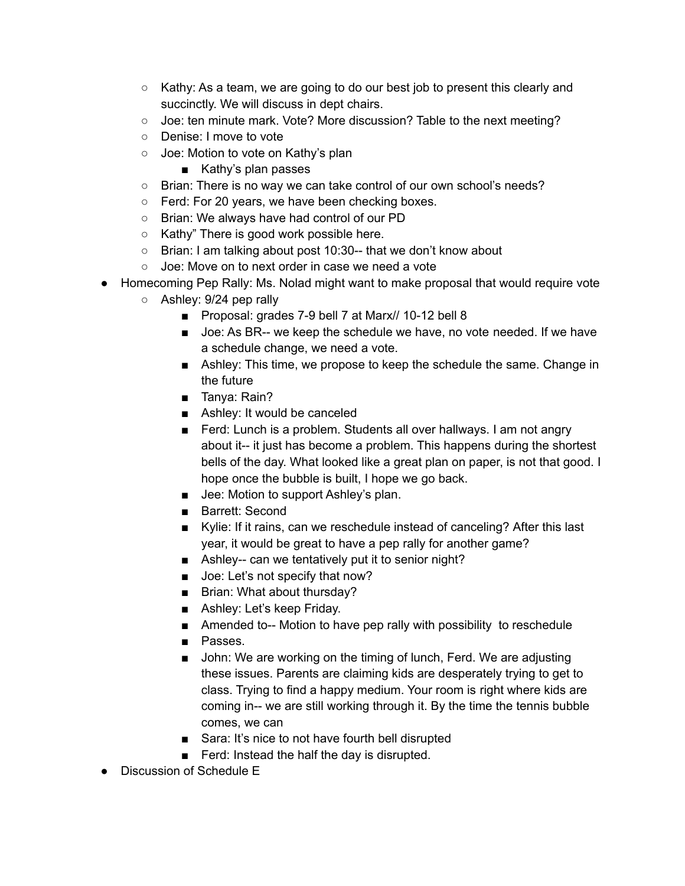- Kathy: As a team, we are going to do our best job to present this clearly and succinctly. We will discuss in dept chairs.
    - Joe: ten minute mark. Vote? More discussion? Table to the next meeting?
    - Denise: I move to vote
    - Joe: Motion to vote on Kathy's plan
        - Kathy's plan passes
    - Brian: There is no way we can take control of our own school's needs?
    - Ferd: For 20 years, we have been checking boxes.
    - Brian: We always have had control of our PD
    - Kathy" There is good work possible here.
    - Brian: I am talking about post 10:30-- that we don't know about
    - Joe: Move on to next order in case we need a vote
- Homecoming Pep Rally: Ms. Nolad might want to make proposal that would require vote
    - Ashley: 9/24 pep rally
        - Proposal: grades 7-9 bell 7 at Marx// 10-12 bell 8
        - Joe: As BR-- we keep the schedule we have, no vote needed. If we have a schedule change, we need a vote.
        - Ashley: This time, we propose to keep the schedule the same. Change in the future
        - Tanya: Rain?
        - Ashley: It would be canceled
        - Ferd: Lunch is a problem. Students all over hallways. I am not angry about it-- it just has become a problem. This happens during the shortest bells of the day. What looked like a great plan on paper, is not that good. I hope once the bubble is built, I hope we go back.
        - Jee: Motion to support Ashley's plan.
        - Barrett: Second
        - Kylie: If it rains, can we reschedule instead of canceling? After this last year, it would be great to have a pep rally for another game?
        - Ashley-- can we tentatively put it to senior night?
        - Joe: Let's not specify that now?
        - Brian: What about thursday?
        - Ashley: Let's keep Friday.
        - Amended to-- Motion to have pep rally with possibility to reschedule
        - Passes.
        - John: We are working on the timing of lunch, Ferd. We are adjusting these issues. Parents are claiming kids are desperately trying to get to class. Trying to find a happy medium. Your room is right where kids are coming in-- we are still working through it. By the time the tennis bubble comes, we can
        - Sara: It's nice to not have fourth bell disrupted
        - Ferd: Instead the half the day is disrupted.
- Discussion of Schedule E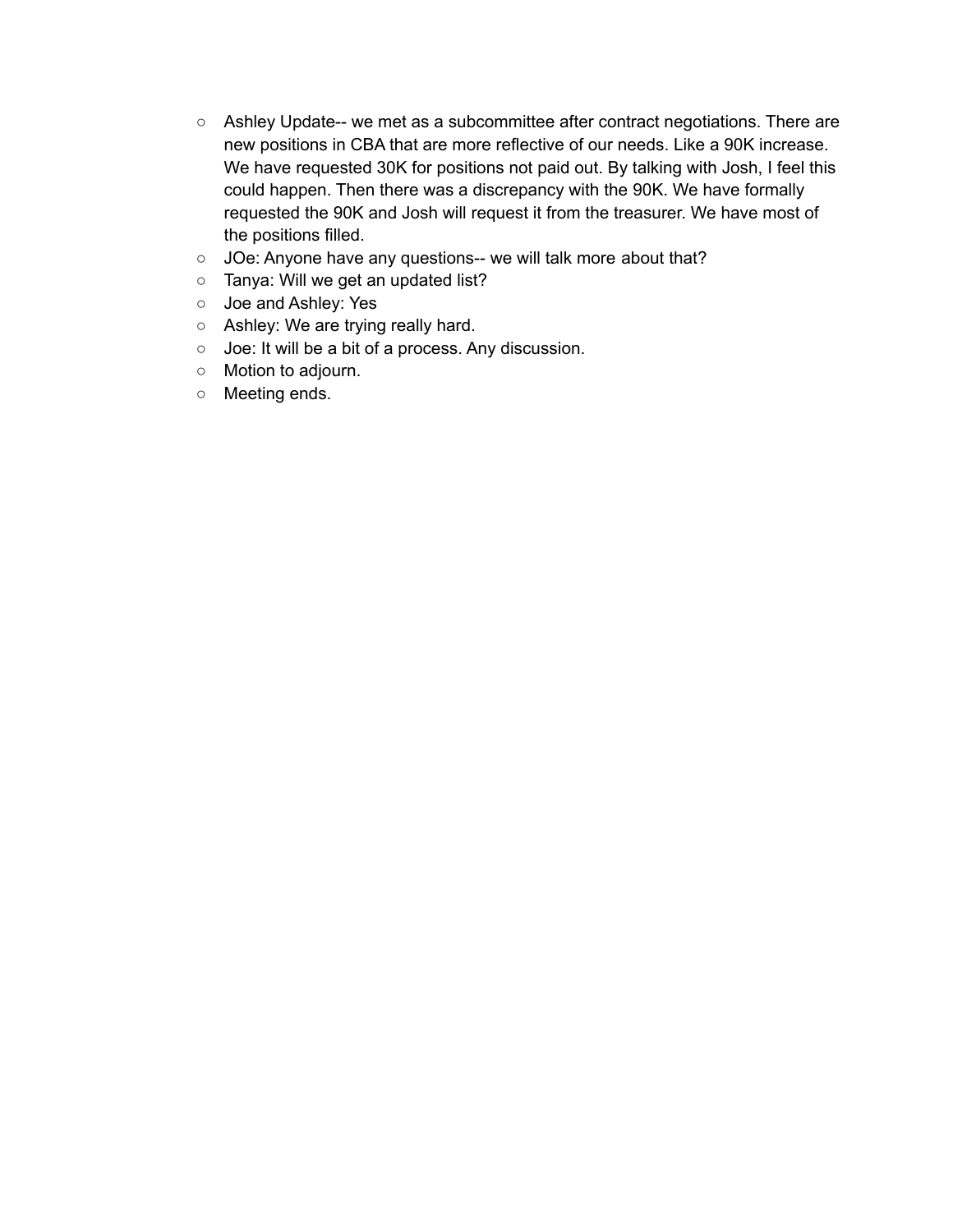- Ashley Update-- we met as a subcommittee after contract negotiations. There are new positions in CBA that are more reflective of our needs. Like a 90K increase. We have requested 30K for positions not paid out. By talking with Josh, I feel this could happen. Then there was a discrepancy with the 90K. We have formally requested the 90K and Josh will request it from the treasurer. We have most of the positions filled.
- JOe: Anyone have any questions-- we will talk more about that?
- Tanya: Will we get an updated list?
- Joe and Ashley: Yes
- Ashley: We are trying really hard.
- Joe: It will be a bit of a process. Any discussion.
- Motion to adjourn.
- Meeting ends.